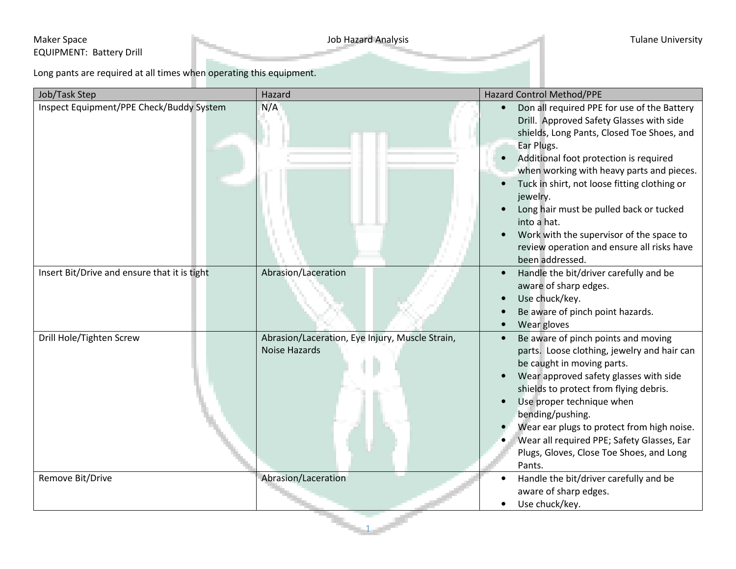Maker Space
EQUIPMENT: Battery Drill

Job Hazard Analysis

Tulane University

Long pants are required at all times when operating this equipment.

| Job/Task Step | Hazard | Hazard Control Method/PPE |
|---|---|---|
| Inspect Equipment/PPE Check/Buddy System | N/A | • Don all required PPE for use of the Battery Drill. Approved Safety Glasses with side shields, Long Pants, Closed Toe Shoes, and Ear Plugs.<br>• Additional foot protection is required when working with heavy parts and pieces.<br>• Tuck in shirt, not loose fitting clothing or jewelry.<br>• Long hair must be pulled back or tucked into a hat.<br>• Work with the supervisor of the space to review operation and ensure all risks have been addressed. |
| Insert Bit/Drive and ensure that it is tight | Abrasion/Laceration | • Handle the bit/driver carefully and be aware of sharp edges.<br>• Use chuck/key.<br>• Be aware of pinch point hazards.<br>• Wear gloves |
| Drill Hole/Tighten Screw | Abrasion/Laceration, Eye Injury, Muscle Strain, Noise Hazards | • Be aware of pinch points and moving parts. Loose clothing, jewelry and hair can be caught in moving parts.<br>• Wear approved safety glasses with side shields to protect from flying debris.<br>• Use proper technique when bending/pushing.<br>• Wear ear plugs to protect from high noise.<br>• Wear all required PPE; Safety Glasses, Ear Plugs, Gloves, Close Toe Shoes, and Long Pants. |
| Remove Bit/Drive | Abrasion/Laceration | • Handle the bit/driver carefully and be aware of sharp edges.<br>• Use chuck/key. |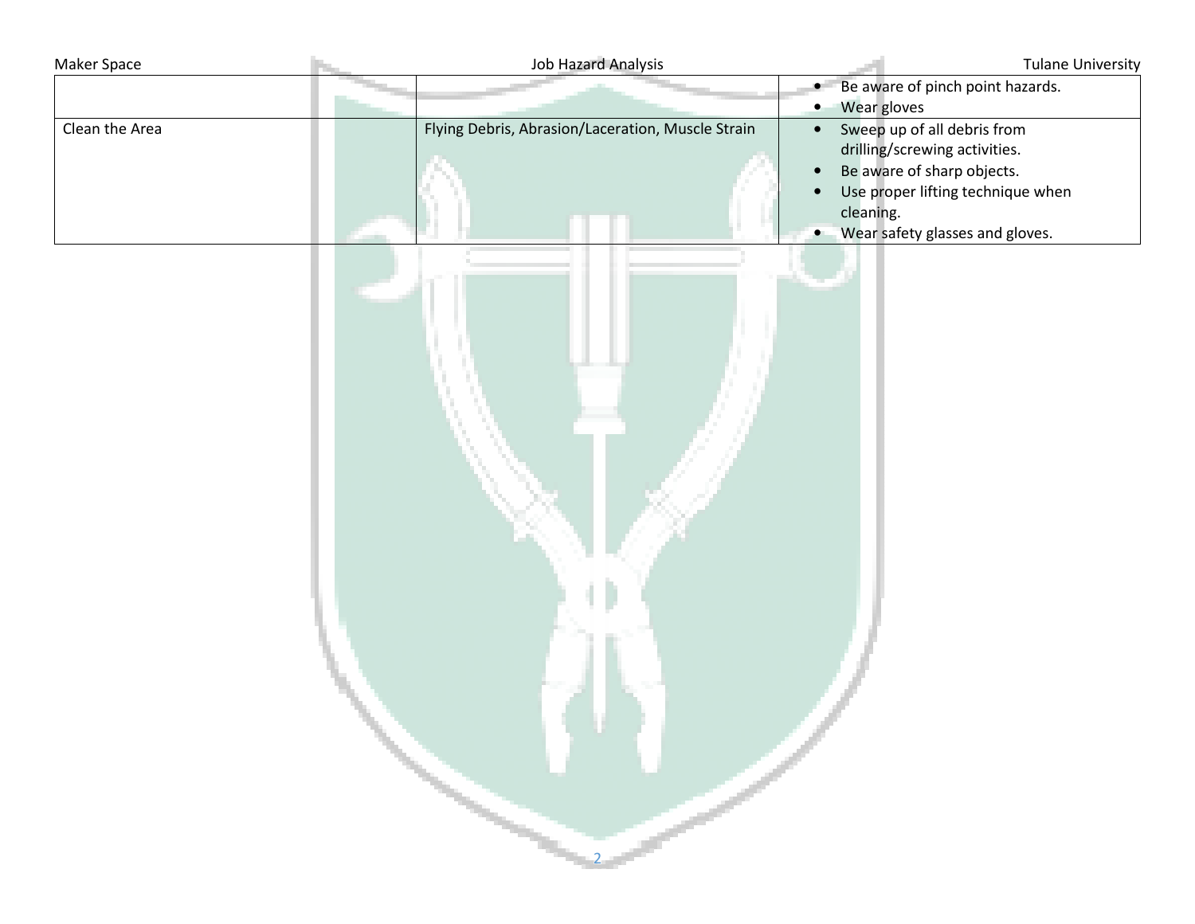| | | |
|---|---|---|
| | | • Be aware of pinch point hazards.<br>• Wear gloves |
| Clean the Area | Flying Debris, Abrasion/Laceration, Muscle Strain | • Sweep up of all debris from drilling/screwing activities.<br>• Be aware of sharp objects.<br>• Use proper lifting technique when cleaning.<br>• Wear safety glasses and gloves. |